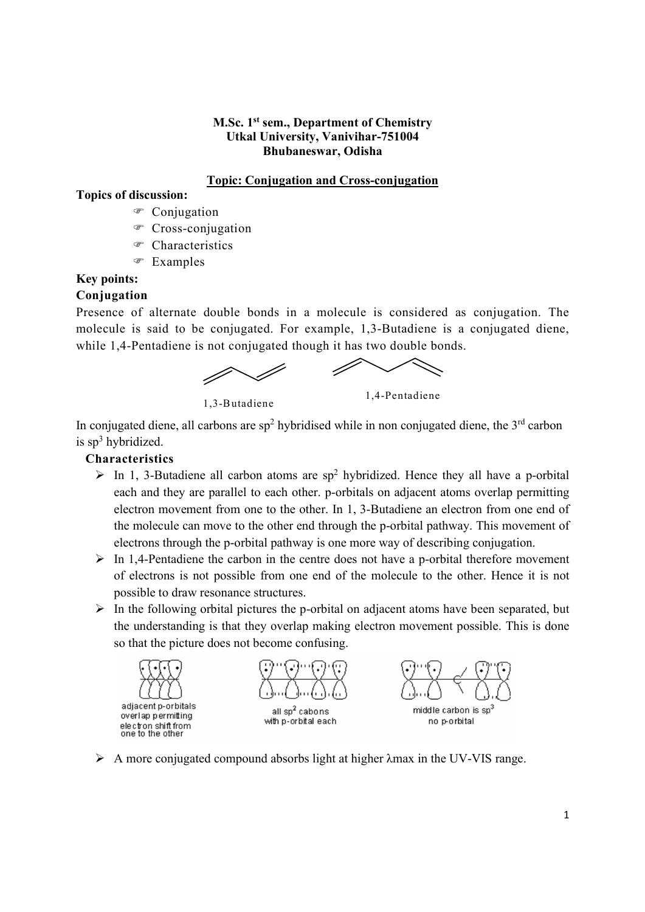**M.Sc. 1st sem., Department of Chemistry**
**Utkal University, Vanivihar-751004**
**Bhubaneswar, Odisha**

## Topic: Conjugation and Cross-conjugation

**Topics of discussion:**

- Conjugation
- Cross-conjugation
- Characteristics
- Examples

**Key points:**

### Conjugation

Presence of alternate double bonds in a molecule is considered as conjugation. The molecule is said to be conjugated. For example, 1,3-Butadiene is a conjugated diene, while 1,4-Pentadiene is not conjugated though it has two double bonds.

1,3-Butadiene

1,4-Pentadiene

In conjugated diene, all carbons are $sp^2$ hybridised while in non conjugated diene, the 3rd carbon is $sp^3$ hybridized.

**Characteristics**

- In 1, 3-Butadiene all carbon atoms are $sp^2$ hybridized. Hence they all have a p-orbital each and they are parallel to each other. p-orbitals on adjacent atoms overlap permitting electron movement from one to the other. In 1, 3-Butadiene an electron from one end of the molecule can move to the other end through the p-orbital pathway. This movement of electrons through the p-orbital pathway is one more way of describing conjugation.
- In 1,4-Pentadiene the carbon in the centre does not have a p-orbital therefore movement of electrons is not possible from one end of the molecule to the other. Hence it is not possible to draw resonance structures.
- In the following orbital pictures the p-orbital on adjacent atoms have been separated, but the understanding is that they overlap making electron movement possible. This is done so that the picture does not become confusing.

adjacent p-orbitals overlap permitting electron shift from one to the other

all $sp^2$ cabons with p-orbital each

middle carbon is $sp^3$ no p-orbital

- A more conjugated compound absorbs light at higher λmax in the UV-VIS range.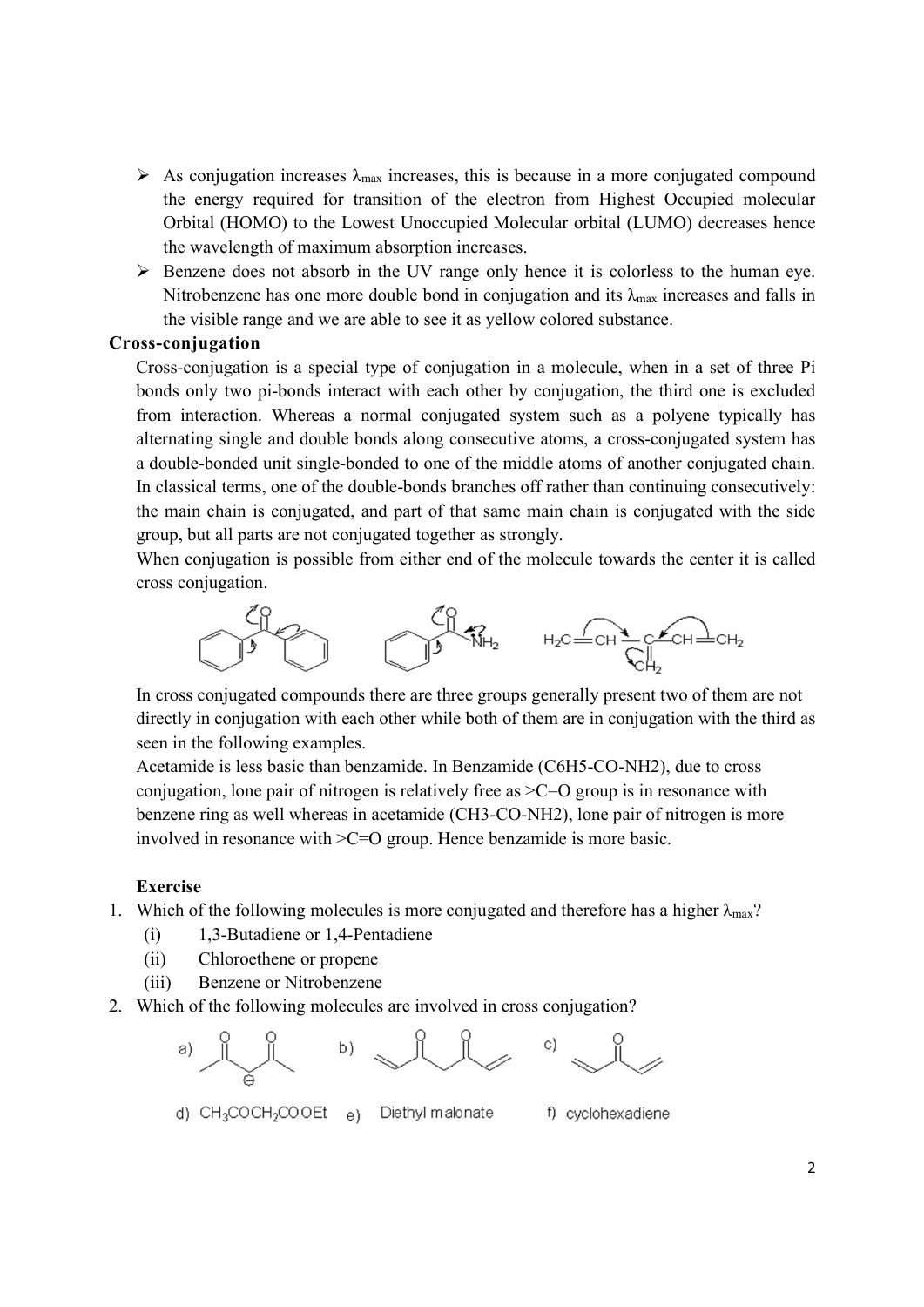- As conjugation increases $\lambda_{max}$ increases, this is because in a more conjugated compound the energy required for transition of the electron from Highest Occupied molecular Orbital (HOMO) to the Lowest Unoccupied Molecular orbital (LUMO) decreases hence the wavelength of maximum absorption increases.
- Benzene does not absorb in the UV range only hence it is colorless to the human eye. Nitrobenzene has one more double bond in conjugation and its $\lambda_{max}$ increases and falls in the visible range and we are able to see it as yellow colored substance.

**Cross-conjugation**

Cross-conjugation is a special type of conjugation in a molecule, when in a set of three Pi bonds only two pi-bonds interact with each other by conjugation, the third one is excluded from interaction. Whereas a normal conjugated system such as a polyene typically has alternating single and double bonds along consecutive atoms, a cross-conjugated system has a double-bonded unit single-bonded to one of the middle atoms of another conjugated chain. In classical terms, one of the double-bonds branches off rather than continuing consecutively: the main chain is conjugated, and part of that same main chain is conjugated with the side group, but all parts are not conjugated together as strongly.

When conjugation is possible from either end of the molecule towards the center it is called cross conjugation.

$H_2C{=}CH{-}C({=}CH_2){-}CH{=}CH_2$

In cross conjugated compounds there are three groups generally present two of them are not directly in conjugation with each other while both of them are in conjugation with the third as seen in the following examples.

Acetamide is less basic than benzamide. In Benzamide ($C_6H_5$-CO-$NH_2$), due to cross conjugation, lone pair of nitrogen is relatively free as >C=O group is in resonance with benzene ring as well whereas in acetamide ($CH_3$-CO-$NH_2$), lone pair of nitrogen is more involved in resonance with >C=O group. Hence benzamide is more basic.

**Exercise**

1. Which of the following molecules is more conjugated and therefore has a higher $\lambda_{max}$?
   (i) 1,3-Butadiene or 1,4-Pentadiene
   (ii) Chloroethene or propene
   (iii) Benzene or Nitrobenzene
2. Which of the following molecules are involved in cross conjugation?

a) b) c)

d) $CH_3COCH_2COOEt$ e) Diethyl malonate f) cyclohexadiene